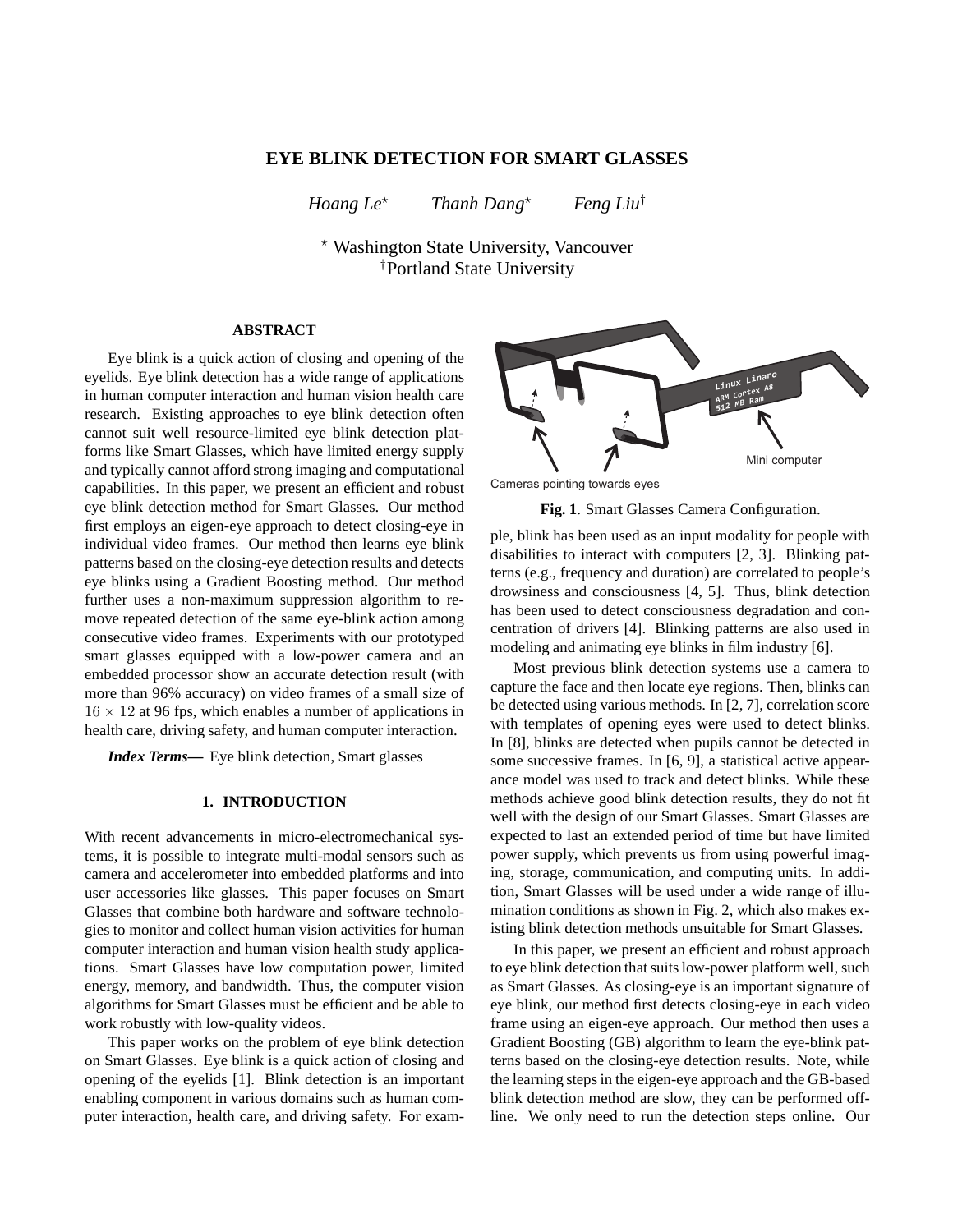# EYE BLINK DETECTION FOR SMART GLASSES

*Hoang Le*[⋆] *Thanh Dang*[⋆] *Feng Liu*[†]

[⋆] Washington State University, Vancouver
[†]Portland State University

## ABSTRACT

Eye blink is a quick action of closing and opening of the eyelids. Eye blink detection has a wide range of applications in human computer interaction and human vision health care research. Existing approaches to eye blink detection often cannot suit well resource-limited eye blink detection platforms like Smart Glasses, which have limited energy supply and typically cannot afford strong imaging and computational capabilities. In this paper, we present an efficient and robust eye blink detection method for Smart Glasses. Our method first employs an eigen-eye approach to detect closing-eye in individual video frames. Our method then learns eye blink patterns based on the closing-eye detection results and detects eye blinks using a Gradient Boosting method. Our method further uses a non-maximum suppression algorithm to remove repeated detection of the same eye-blink action among consecutive video frames. Experiments with our prototyped smart glasses equipped with a low-power camera and an embedded processor show an accurate detection result (with more than 96% accuracy) on video frames of a small size of $16 \times 12$ at 96 fps, which enables a number of applications in health care, driving safety, and human computer interaction.

***Index Terms*—** Eye blink detection, Smart glasses

## 1. INTRODUCTION

With recent advancements in micro-electromechanical systems, it is possible to integrate multi-modal sensors such as camera and accelerometer into embedded platforms and into user accessories like glasses. This paper focuses on Smart Glasses that combine both hardware and software technologies to monitor and collect human vision activities for human computer interaction and human vision health study applications. Smart Glasses have low computation power, limited energy, memory, and bandwidth. Thus, the computer vision algorithms for Smart Glasses must be efficient and be able to work robustly with low-quality videos.

This paper works on the problem of eye blink detection on Smart Glasses. Eye blink is a quick action of closing and opening of the eyelids [1]. Blink detection is an important enabling component in various domains such as human computer interaction, health care, and driving safety. For example, blink has been used as an input modality for people with disabilities to interact with computers [2, 3]. Blinking patterns (e.g., frequency and duration) are correlated to people's drowsiness and consciousness [4, 5]. Thus, blink detection has been used to detect consciousness degradation and concentration of drivers [4]. Blinking patterns are also used in modeling and animating eye blinks in film industry [6].

Linux Linaro
ARM Cortex A8
512 MB Ram

Mini computer

Cameras pointing towards eyes

**Fig. 1**. Smart Glasses Camera Configuration.

Most previous blink detection systems use a camera to capture the face and then locate eye regions. Then, blinks can be detected using various methods. In [2, 7], correlation score with templates of opening eyes were used to detect blinks. In [8], blinks are detected when pupils cannot be detected in some successive frames. In [6, 9], a statistical active appearance model was used to track and detect blinks. While these methods achieve good blink detection results, they do not fit well with the design of our Smart Glasses. Smart Glasses are expected to last an extended period of time but have limited power supply, which prevents us from using powerful imaging, storage, communication, and computing units. In addition, Smart Glasses will be used under a wide range of illumination conditions as shown in Fig. 2, which also makes existing blink detection methods unsuitable for Smart Glasses.

In this paper, we present an efficient and robust approach to eye blink detection that suits low-power platform well, such as Smart Glasses. As closing-eye is an important signature of eye blink, our method first detects closing-eye in each video frame using an eigen-eye approach. Our method then uses a Gradient Boosting (GB) algorithm to learn the eye-blink patterns based on the closing-eye detection results. Note, while the learning steps in the eigen-eye approach and the GB-based blink detection method are slow, they can be performed offline. We only need to run the detection steps online. Our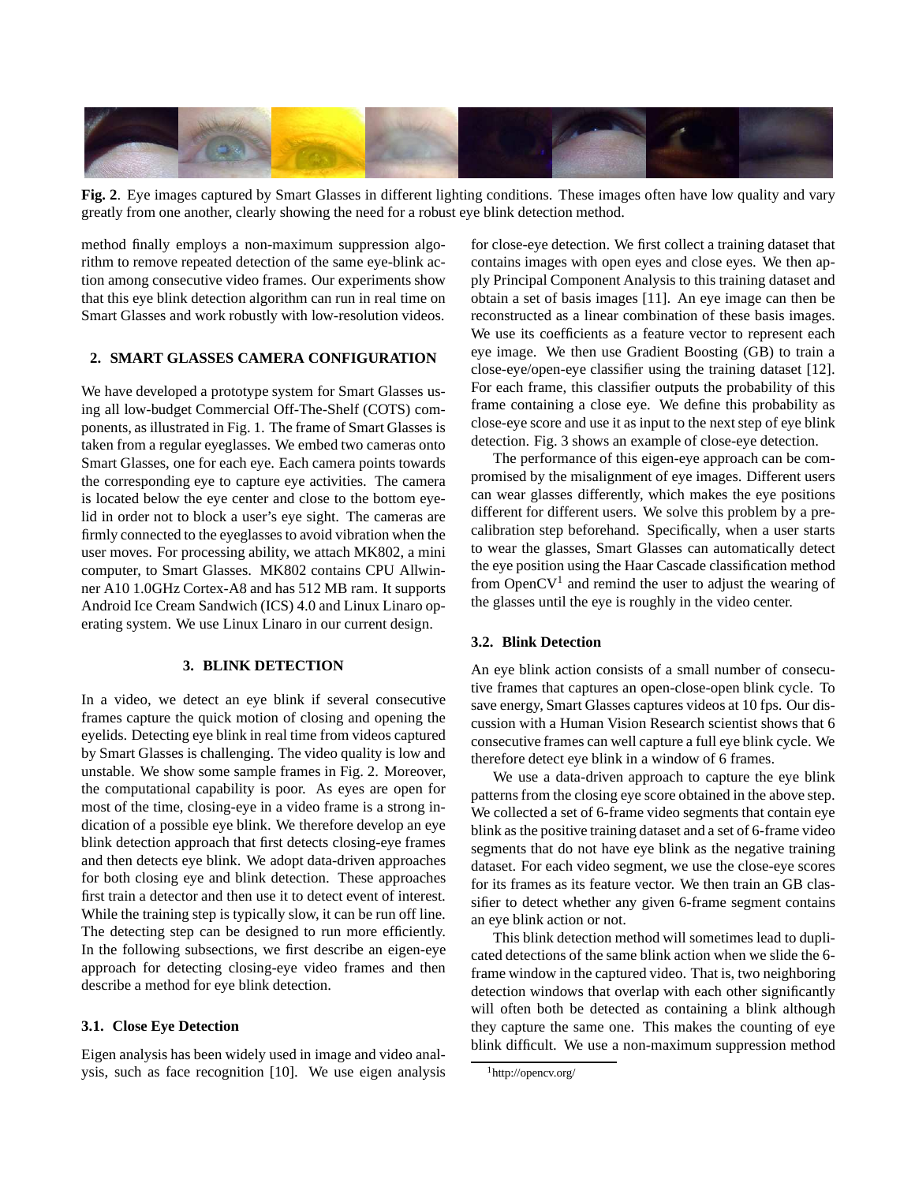**Fig. 2**. Eye images captured by Smart Glasses in different lighting conditions. These images often have low quality and vary greatly from one another, clearly showing the need for a robust eye blink detection method.

method finally employs a non-maximum suppression algorithm to remove repeated detection of the same eye-blink action among consecutive video frames. Our experiments show that this eye blink detection algorithm can run in real time on Smart Glasses and work robustly with low-resolution videos.

## 2. SMART GLASSES CAMERA CONFIGURATION

We have developed a prototype system for Smart Glasses using all low-budget Commercial Off-The-Shelf (COTS) components, as illustrated in Fig. 1. The frame of Smart Glasses is taken from a regular eyeglasses. We embed two cameras onto Smart Glasses, one for each eye. Each camera points towards the corresponding eye to capture eye activities. The camera is located below the eye center and close to the bottom eyelid in order not to block a user's eye sight. The cameras are firmly connected to the eyeglasses to avoid vibration when the user moves. For processing ability, we attach MK802, a mini computer, to Smart Glasses. MK802 contains CPU Allwinner A10 1.0GHz Cortex-A8 and has 512 MB ram. It supports Android Ice Cream Sandwich (ICS) 4.0 and Linux Linaro operating system. We use Linux Linaro in our current design.

## 3. BLINK DETECTION

In a video, we detect an eye blink if several consecutive frames capture the quick motion of closing and opening the eyelids. Detecting eye blink in real time from videos captured by Smart Glasses is challenging. The video quality is low and unstable. We show some sample frames in Fig. 2. Moreover, the computational capability is poor. As eyes are open for most of the time, closing-eye in a video frame is a strong indication of a possible eye blink. We therefore develop an eye blink detection approach that first detects closing-eye frames and then detects eye blink. We adopt data-driven approaches for both closing eye and blink detection. These approaches first train a detector and then use it to detect event of interest. While the training step is typically slow, it can be run off line. The detecting step can be designed to run more efficiently. In the following subsections, we first describe an eigen-eye approach for detecting closing-eye video frames and then describe a method for eye blink detection.

### 3.1. Close Eye Detection

Eigen analysis has been widely used in image and video analysis, such as face recognition [10]. We use eigen analysis for close-eye detection. We first collect a training dataset that contains images with open eyes and close eyes. We then apply Principal Component Analysis to this training dataset and obtain a set of basis images [11]. An eye image can then be reconstructed as a linear combination of these basis images. We use its coefficients as a feature vector to represent each eye image. We then use Gradient Boosting (GB) to train a close-eye/open-eye classifier using the training dataset [12]. For each frame, this classifier outputs the probability of this frame containing a close eye. We define this probability as close-eye score and use it as input to the next step of eye blink detection. Fig. 3 shows an example of close-eye detection.

The performance of this eigen-eye approach can be compromised by the misalignment of eye images. Different users can wear glasses differently, which makes the eye positions different for different users. We solve this problem by a pre-calibration step beforehand. Specifically, when a user starts to wear the glasses, Smart Glasses can automatically detect the eye position using the Haar Cascade classification method from OpenCV[1] and remind the user to adjust the wearing of the glasses until the eye is roughly in the video center.

### 3.2. Blink Detection

An eye blink action consists of a small number of consecutive frames that captures an open-close-open blink cycle. To save energy, Smart Glasses captures videos at 10 fps. Our discussion with a Human Vision Research scientist shows that 6 consecutive frames can well capture a full eye blink cycle. We therefore detect eye blink in a window of 6 frames.

We use a data-driven approach to capture the eye blink patterns from the closing eye score obtained in the above step. We collected a set of 6-frame video segments that contain eye blink as the positive training dataset and a set of 6-frame video segments that do not have eye blink as the negative training dataset. For each video segment, we use the close-eye scores for its frames as its feature vector. We then train an GB classifier to detect whether any given 6-frame segment contains an eye blink action or not.

This blink detection method will sometimes lead to duplicated detections of the same blink action when we slide the 6-frame window in the captured video. That is, two neighboring detection windows that overlap with each other significantly will often both be detected as containing a blink although they capture the same one. This makes the counting of eye blink difficult. We use a non-maximum suppression method

[1] http://opencv.org/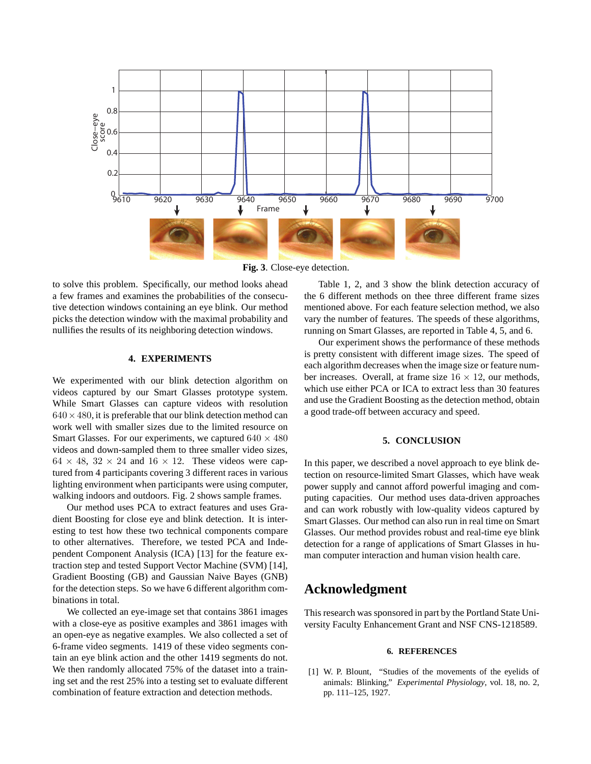Fig. 3. Close-eye detection.

to solve this problem. Specifically, our method looks ahead a few frames and examines the probabilities of the consecutive detection windows containing an eye blink. Our method picks the detection window with the maximal probability and nullifies the results of its neighboring detection windows.

## 4. EXPERIMENTS

We experimented with our blink detection algorithm on videos captured by our Smart Glasses prototype system. While Smart Glasses can capture videos with resolution $640 \times 480$, it is preferable that our blink detection method can work well with smaller sizes due to the limited resource on Smart Glasses. For our experiments, we captured $640 \times 480$ videos and down-sampled them to three smaller video sizes, $64 \times 48$, $32 \times 24$ and $16 \times 12$. These videos were captured from 4 participants covering 3 different races in various lighting environment when participants were using computer, walking indoors and outdoors. Fig. 2 shows sample frames.

Our method uses PCA to extract features and uses Gradient Boosting for close eye and blink detection. It is interesting to test how these two technical components compare to other alternatives. Therefore, we tested PCA and Independent Component Analysis (ICA) [13] for the feature extraction step and tested Support Vector Machine (SVM) [14], Gradient Boosting (GB) and Gaussian Naive Bayes (GNB) for the detection steps. So we have 6 different algorithm combinations in total.

We collected an eye-image set that contains 3861 images with a close-eye as positive examples and 3861 images with an open-eye as negative examples. We also collected a set of 6-frame video segments. 1419 of these video segments contain an eye blink action and the other 1419 segments do not. We then randomly allocated 75% of the dataset into a training set and the rest 25% into a testing set to evaluate different combination of feature extraction and detection methods.

Table 1, 2, and 3 show the blink detection accuracy of the 6 different methods on thee three different frame sizes mentioned above. For each feature selection method, we also vary the number of features. The speeds of these algorithms, running on Smart Glasses, are reported in Table 4, 5, and 6.

Our experiment shows the performance of these methods is pretty consistent with different image sizes. The speed of each algorithm decreases when the image size or feature number increases. Overall, at frame size $16 \times 12$, our methods, which use either PCA or ICA to extract less than 30 features and use the Gradient Boosting as the detection method, obtain a good trade-off between accuracy and speed.

## 5. CONCLUSION

In this paper, we described a novel approach to eye blink detection on resource-limited Smart Glasses, which have weak power supply and cannot afford powerful imaging and computing capacities. Our method uses data-driven approaches and can work robustly with low-quality videos captured by Smart Glasses. Our method can also run in real time on Smart Glasses. Our method provides robust and real-time eye blink detection for a range of applications of Smart Glasses in human computer interaction and human vision health care.

# Acknowledgment

This research was sponsored in part by the Portland State University Faculty Enhancement Grant and NSF CNS-1218589.

## 6. REFERENCES

[1] W. P. Blount, "Studies of the movements of the eyelids of animals: Blinking," *Experimental Physiology*, vol. 18, no. 2, pp. 111–125, 1927.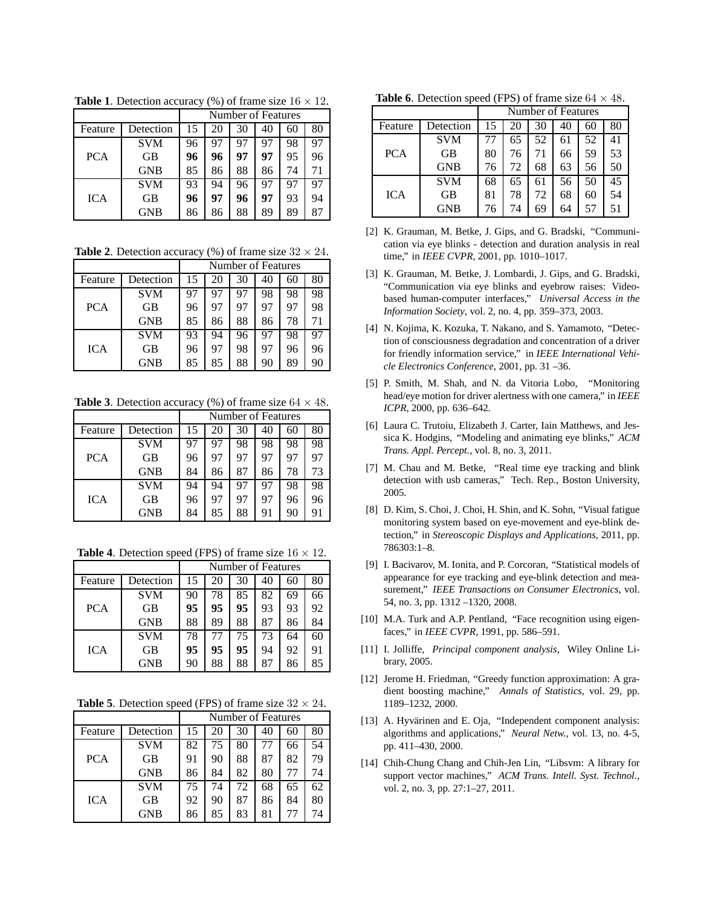**Table 1**. Detection accuracy (%) of frame size $16 \times 12$.

| | | Number of Features | | | | | |
|---|---|---|---|---|---|---|---|
| Feature | Detection | 15 | 20 | 30 | 40 | 60 | 80 |
| PCA | SVM | 96 | 97 | 97 | 97 | 98 | 97 |
| | GB | **96** | **96** | **97** | **97** | 95 | 96 |
| | GNB | 85 | 86 | 88 | 86 | 74 | 71 |
| ICA | SVM | 93 | 94 | 96 | 97 | 97 | 97 |
| | GB | **96** | **97** | **96** | **97** | 93 | 94 |
| | GNB | 86 | 86 | 88 | 89 | 89 | 87 |

**Table 2**. Detection accuracy (%) of frame size $32 \times 24$.

| | | Number of Features | | | | | |
|---|---|---|---|---|---|---|---|
| Feature | Detection | 15 | 20 | 30 | 40 | 60 | 80 |
| PCA | SVM | 97 | 97 | 97 | 98 | 98 | 98 |
| | GB | 96 | 97 | 97 | 97 | 97 | 98 |
| | GNB | 85 | 86 | 88 | 86 | 78 | 71 |
| ICA | SVM | 93 | 94 | 96 | 97 | 98 | 97 |
| | GB | 96 | 97 | 98 | 97 | 96 | 96 |
| | GNB | 85 | 85 | 88 | 90 | 89 | 90 |

**Table 3**. Detection accuracy (%) of frame size $64 \times 48$.

| | | Number of Features | | | | | |
|---|---|---|---|---|---|---|---|
| Feature | Detection | 15 | 20 | 30 | 40 | 60 | 80 |
| PCA | SVM | 97 | 97 | 98 | 98 | 98 | 98 |
| | GB | 96 | 97 | 97 | 97 | 97 | 97 |
| | GNB | 84 | 86 | 87 | 86 | 78 | 73 |
| ICA | SVM | 94 | 94 | 97 | 97 | 98 | 98 |
| | GB | 96 | 97 | 97 | 97 | 96 | 96 |
| | GNB | 84 | 85 | 88 | 91 | 90 | 91 |

**Table 4**. Detection speed (FPS) of frame size $16 \times 12$.

| | | Number of Features | | | | | |
|---|---|---|---|---|---|---|---|
| Feature | Detection | 15 | 20 | 30 | 40 | 60 | 80 |
| PCA | SVM | 90 | 78 | 85 | 82 | 69 | 66 |
| | GB | **95** | **95** | **95** | 93 | 93 | 92 |
| | GNB | 88 | 89 | 88 | 87 | 86 | 84 |
| ICA | SVM | 78 | 77 | 75 | 73 | 64 | 60 |
| | GB | **95** | **95** | **95** | 94 | 92 | 91 |
| | GNB | 90 | 88 | 88 | 87 | 86 | 85 |

**Table 5**. Detection speed (FPS) of frame size $32 \times 24$.

| | | Number of Features | | | | | |
|---|---|---|---|---|---|---|---|
| Feature | Detection | 15 | 20 | 30 | 40 | 60 | 80 |
| PCA | SVM | 82 | 75 | 80 | 77 | 66 | 54 |
| | GB | 91 | 90 | 88 | 87 | 82 | 79 |
| | GNB | 86 | 84 | 82 | 80 | 77 | 74 |
| ICA | SVM | 75 | 74 | 72 | 68 | 65 | 62 |
| | GB | 92 | 90 | 87 | 86 | 84 | 80 |
| | GNB | 86 | 85 | 83 | 81 | 77 | 74 |

**Table 6**. Detection speed (FPS) of frame size $64 \times 48$.

| | | Number of Features | | | | | |
|---|---|---|---|---|---|---|---|
| Feature | Detection | 15 | 20 | 30 | 40 | 60 | 80 |
| PCA | SVM | 77 | 65 | 52 | 61 | 52 | 41 |
| | GB | 80 | 76 | 71 | 66 | 59 | 53 |
| | GNB | 76 | 72 | 68 | 63 | 56 | 50 |
| ICA | SVM | 68 | 65 | 61 | 56 | 50 | 45 |
| | GB | 81 | 78 | 72 | 68 | 60 | 54 |
| | GNB | 76 | 74 | 69 | 64 | 57 | 51 |

[2] K. Grauman, M. Betke, J. Gips, and G. Bradski, "Communication via eye blinks - detection and duration analysis in real time," in *IEEE CVPR*, 2001, pp. 1010–1017.

[3] K. Grauman, M. Betke, J. Lombardi, J. Gips, and G. Bradski, "Communication via eye blinks and eyebrow raises: Video-based human-computer interfaces," *Universal Access in the Information Society*, vol. 2, no. 4, pp. 359–373, 2003.

[4] N. Kojima, K. Kozuka, T. Nakano, and S. Yamamoto, "Detection of consciousness degradation and concentration of a driver for friendly information service," in *IEEE International Vehicle Electronics Conference*, 2001, pp. 31 –36.

[5] P. Smith, M. Shah, and N. da Vitoria Lobo, "Monitoring head/eye motion for driver alertness with one camera," in *IEEE ICPR*, 2000, pp. 636–642.

[6] Laura C. Trutoiu, Elizabeth J. Carter, Iain Matthews, and Jessica K. Hodgins, "Modeling and animating eye blinks," *ACM Trans. Appl. Percept.*, vol. 8, no. 3, 2011.

[7] M. Chau and M. Betke, "Real time eye tracking and blink detection with usb cameras," Tech. Rep., Boston University, 2005.

[8] D. Kim, S. Choi, J. Choi, H. Shin, and K. Sohn, "Visual fatigue monitoring system based on eye-movement and eye-blink detection," in *Stereoscopic Displays and Applications*, 2011, pp. 786303:1–8.

[9] I. Bacivarov, M. Ionita, and P. Corcoran, "Statistical models of appearance for eye tracking and eye-blink detection and measurement," *IEEE Transactions on Consumer Electronics*, vol. 54, no. 3, pp. 1312 –1320, 2008.

[10] M.A. Turk and A.P. Pentland, "Face recognition using eigenfaces," in *IEEE CVPR*, 1991, pp. 586–591.

[11] I. Jolliffe, *Principal component analysis*, Wiley Online Library, 2005.

[12] Jerome H. Friedman, "Greedy function approximation: A gradient boosting machine," *Annals of Statistics*, vol. 29, pp. 1189–1232, 2000.

[13] A. Hyvärinen and E. Oja, "Independent component analysis: algorithms and applications," *Neural Netw.*, vol. 13, no. 4-5, pp. 411–430, 2000.

[14] Chih-Chung Chang and Chih-Jen Lin, "Libsvm: A library for support vector machines," *ACM Trans. Intell. Syst. Technol.*, vol. 2, no. 3, pp. 27:1–27, 2011.